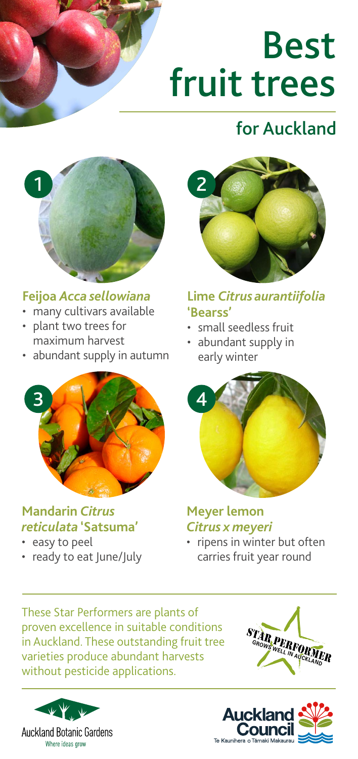# Best fruit trees

## for Auckland

### 1 Feijoa *Acca sellowiana*

- many cultivars available
- plant two trees for maximum harvest
- abundant supply in autumn

### 2 Lime *Citrus aurantiifolia* 'Bearss'

- small seedless fruit
- abundant supply in early winter

### 3 Mandarin *Citrus reticulata* 'Satsuma'

- easy to peel
- ready to eat June/July

### 4 Meyer lemon *Citrus x meyeri*

- ripens in winter but often carries fruit year round

These Star Performers are plants of proven excellence in suitable conditions in Auckland. These outstanding fruit tree varieties produce abundant harvests without pesticide applications.

STAR PERFORMER
GROWS WELL IN AUCKLAND

Auckland Botanic Gardens
Where ideas grow

Auckland Council
Te Kaunihera o Tāmaki Makaurau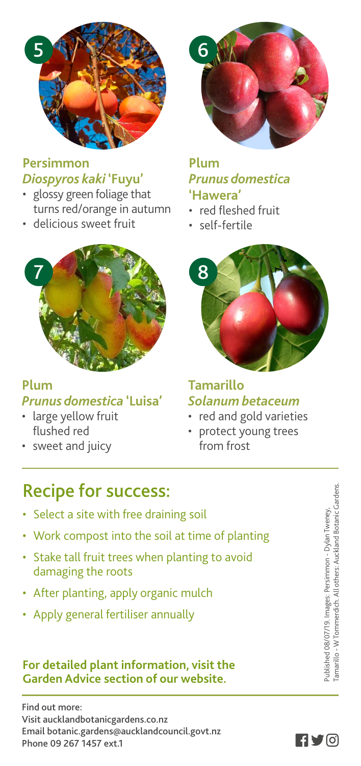5

**Persimmon**
***Diospyros kaki* 'Fuyu'**

- glossy green foliage that turns red/orange in autumn
- delicious sweet fruit

6

**Plum**
***Prunus domestica* 'Hawera'**

- red fleshed fruit
- self-fertile

7

**Plum**
***Prunus domestica* 'Luisa'**

- large yellow fruit flushed red
- sweet and juicy

8

**Tamarillo**
***Solanum betaceum***

- red and gold varieties
- protect young trees from frost

## Recipe for success:

- Select a site with free draining soil
- Work compost into the soil at time of planting
- Stake tall fruit trees when planting to avoid damaging the roots
- After planting, apply organic mulch
- Apply general fertiliser annually

**For detailed plant information, visit the Garden Advice section of our website.**

Published 08/07/19. Images: Persimmon - Dylan Tweney, Tamarillo - W Tommerdich. All others: Auckland Botanic Gardens.

Find out more:
Visit aucklandbotanicgardens.co.nz
Email botanic.gardens@aucklandcouncil.govt.nz
Phone 09 267 1457 ext.1